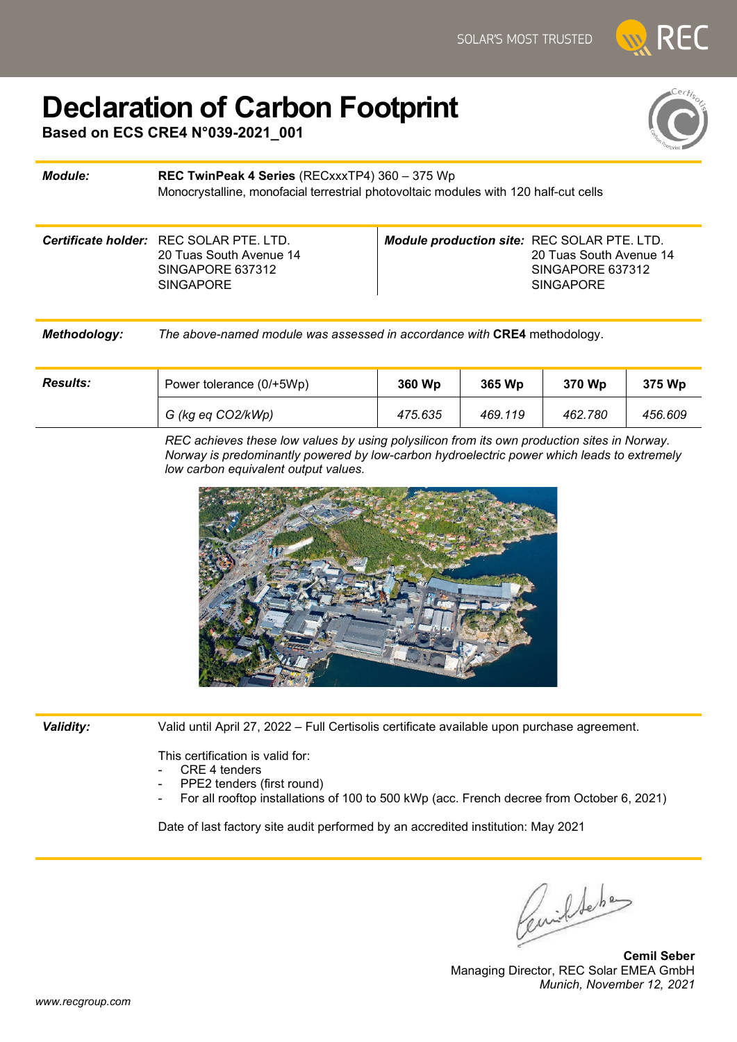SOLAR'S MOST TRUSTED

# Declaration of Carbon Footprint

**Based on ECS CRE4 N°039-2021_001**

| | |
|---|---|
| ***Module:*** | **REC TwinPeak 4 Series** (RECxxxTP4) 360 – 375 Wp<br>Monocrystalline, monofacial terrestrial photovoltaic modules with 120 half-cut cells |

| | | | |
|---|---|---|---|
| ***Certificate holder:*** | REC SOLAR PTE. LTD.<br>20 Tuas South Avenue 14<br>SINGAPORE 637312<br>SINGAPORE | ***Module production site:*** | REC SOLAR PTE. LTD.<br>20 Tuas South Avenue 14<br>SINGAPORE 637312<br>SINGAPORE |

***Methodology:*** *The above-named module was assessed in accordance with* **CRE4** methodology.

| ***Results:*** | Power tolerance (0/+5Wp) | **360 Wp** | **365 Wp** | **370 Wp** | **375 Wp** |
|---|---|---|---|---|---|
| | *G (kg eq CO2/kWp)* | *475.635* | *469.119* | *462.780* | *456.609* |

*REC achieves these low values by using polysilicon from its own production sites in Norway. Norway is predominantly powered by low-carbon hydroelectric power which leads to extremely low carbon equivalent output values.*

***Validity:*** Valid until April 27, 2022 – Full Certisolis certificate available upon purchase agreement.

This certification is valid for:

- CRE 4 tenders
- PPE2 tenders (first round)
- For all rooftop installations of 100 to 500 kWp (acc. French decree from October 6, 2021)

Date of last factory site audit performed by an accredited institution: May 2021

**Cemil Seber**
Managing Director, REC Solar EMEA GmbH
*Munich, November 12, 2021*

*www.recgroup.com*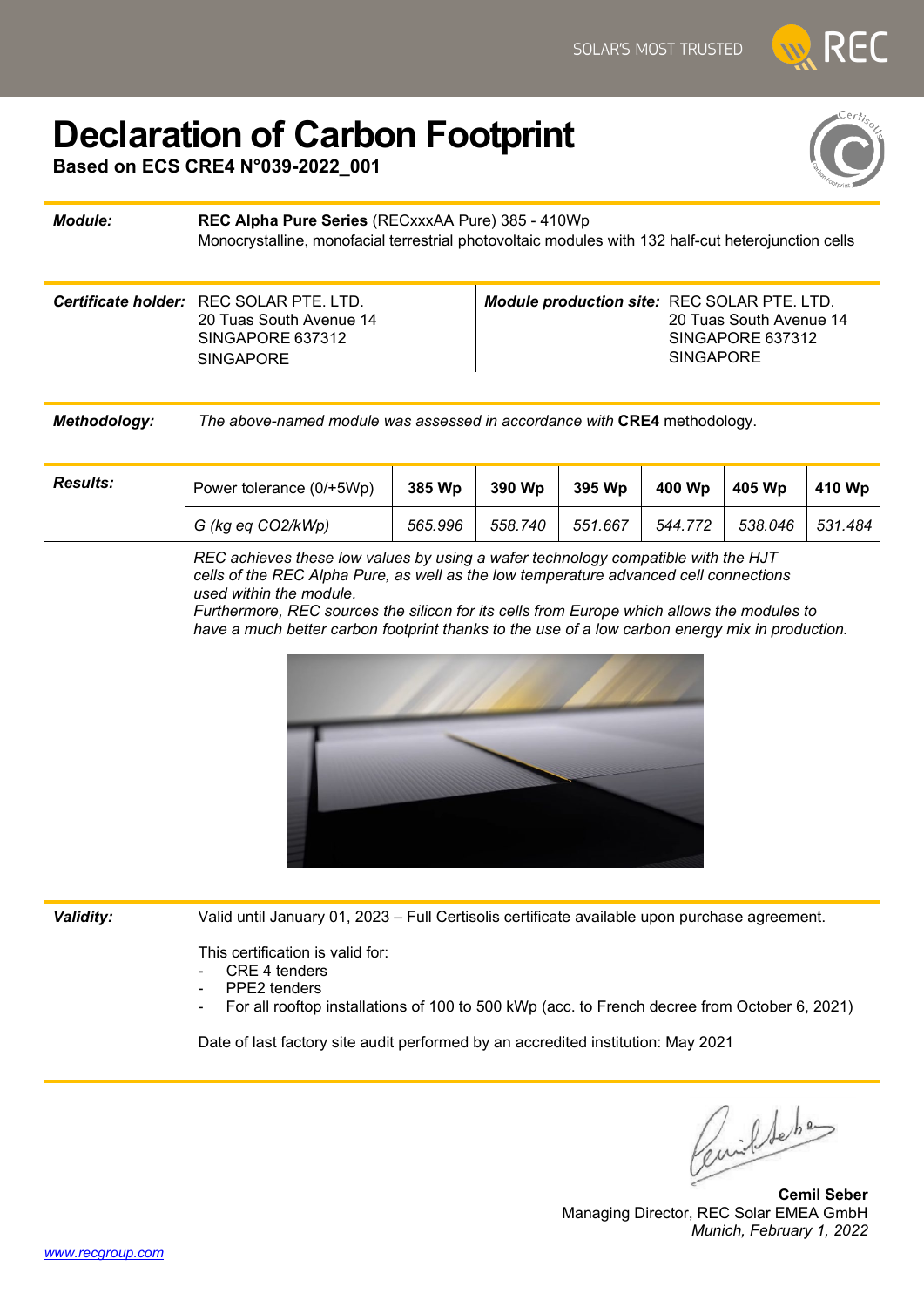# Declaration of Carbon Footprint

**Based on ECS CRE4 N°039-2022_001**

***Module:*** **REC Alpha Pure Series** (RECxxxAA Pure) 385 - 410Wp
Monocrystalline, monofacial terrestrial photovoltaic modules with 132 half-cut heterojunction cells

***Certificate holder:*** REC SOLAR PTE. LTD.
20 Tuas South Avenue 14
SINGAPORE 637312
SINGAPORE

***Module production site:*** REC SOLAR PTE. LTD.
20 Tuas South Avenue 14
SINGAPORE 637312
SINGAPORE

***Methodology:*** *The above-named module was assessed in accordance with* **CRE4** methodology.

***Results:***

| Power tolerance (0/+5Wp) | 385 Wp | 390 Wp | 395 Wp | 400 Wp | 405 Wp | 410 Wp |
|---|---|---|---|---|---|---|
| *G (kg eq CO2/kWp)* | *565.996* | *558.740* | *551.667* | *544.772* | *538.046* | *531.484* |

*REC achieves these low values by using a wafer technology compatible with the HJT cells of the REC Alpha Pure, as well as the low temperature advanced cell connections used within the module.*
*Furthermore, REC sources the silicon for its cells from Europe which allows the modules to have a much better carbon footprint thanks to the use of a low carbon energy mix in production.*

***Validity:*** Valid until January 01, 2023 – Full Certisolis certificate available upon purchase agreement.

This certification is valid for:

- CRE 4 tenders
- PPE2 tenders
- For all rooftop installations of 100 to 500 kWp (acc. to French decree from October 6, 2021)

Date of last factory site audit performed by an accredited institution: May 2021

**Cemil Seber**
Managing Director, REC Solar EMEA GmbH
*Munich, February 1, 2022*

www.recgroup.com